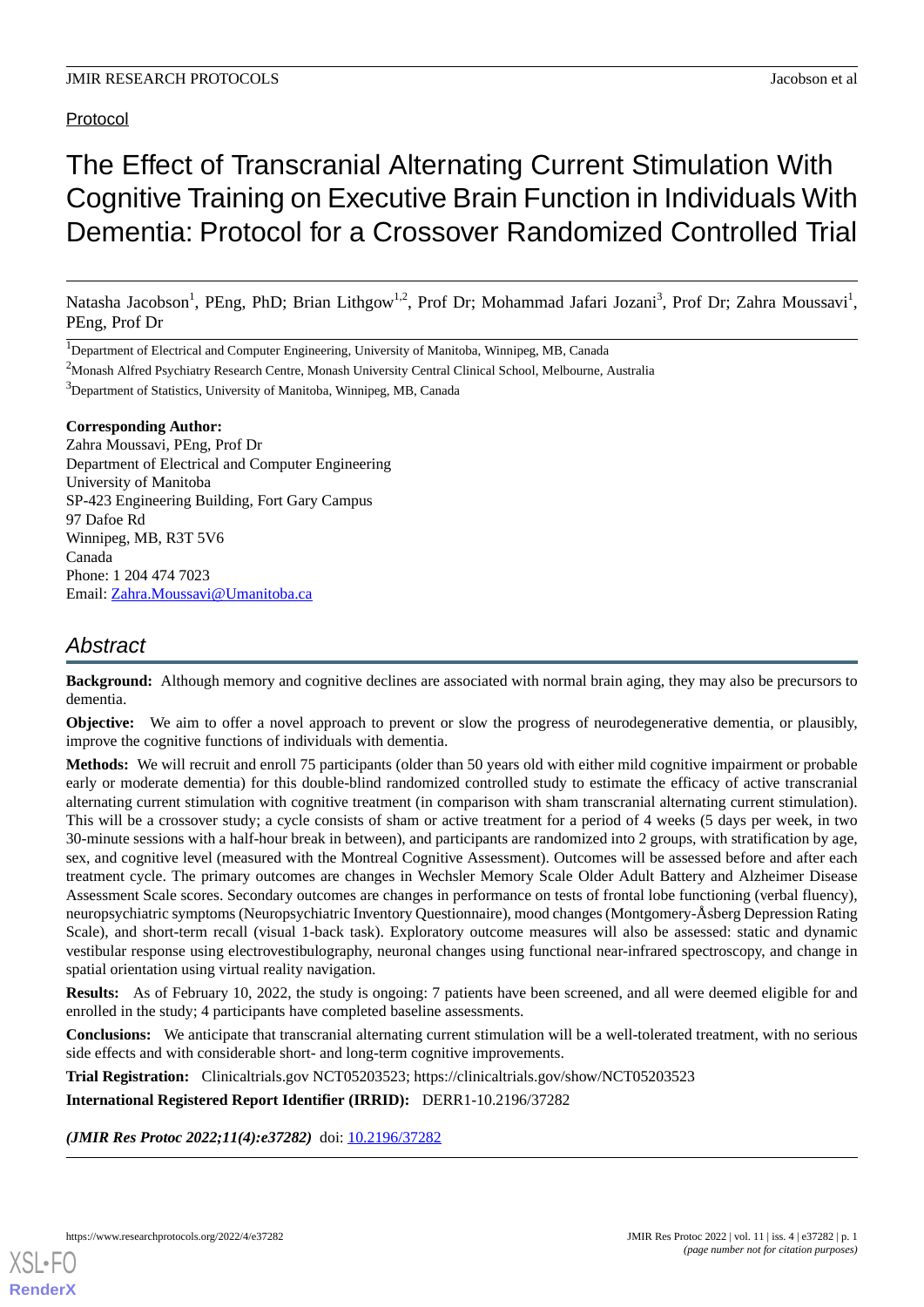Protocol

# The Effect of Transcranial Alternating Current Stimulation With Cognitive Training on Executive Brain Function in Individuals With Dementia: Protocol for a Crossover Randomized Controlled Trial

Natasha Jacobson[1], PEng, PhD; Brian Lithgow[1,2], Prof Dr; Mohammad Jafari Jozani[3], Prof Dr; Zahra Moussavi[1], PEng, Prof Dr

[1]Department of Electrical and Computer Engineering, University of Manitoba, Winnipeg, MB, Canada

[2]Monash Alfred Psychiatry Research Centre, Monash University Central Clinical School, Melbourne, Australia

[3]Department of Statistics, University of Manitoba, Winnipeg, MB, Canada

**Corresponding Author:**
Zahra Moussavi, PEng, Prof Dr
Department of Electrical and Computer Engineering
University of Manitoba
SP-423 Engineering Building, Fort Gary Campus
97 Dafoe Rd
Winnipeg, MB, R3T 5V6
Canada
Phone: 1 204 474 7023
Email: Zahra.Moussavi@Umanitoba.ca

## Abstract

**Background:** Although memory and cognitive declines are associated with normal brain aging, they may also be precursors to dementia.

**Objective:** We aim to offer a novel approach to prevent or slow the progress of neurodegenerative dementia, or plausibly, improve the cognitive functions of individuals with dementia.

**Methods:** We will recruit and enroll 75 participants (older than 50 years old with either mild cognitive impairment or probable early or moderate dementia) for this double-blind randomized controlled study to estimate the efficacy of active transcranial alternating current stimulation with cognitive treatment (in comparison with sham transcranial alternating current stimulation). This will be a crossover study; a cycle consists of sham or active treatment for a period of 4 weeks (5 days per week, in two 30-minute sessions with a half-hour break in between), and participants are randomized into 2 groups, with stratification by age, sex, and cognitive level (measured with the Montreal Cognitive Assessment). Outcomes will be assessed before and after each treatment cycle. The primary outcomes are changes in Wechsler Memory Scale Older Adult Battery and Alzheimer Disease Assessment Scale scores. Secondary outcomes are changes in performance on tests of frontal lobe functioning (verbal fluency), neuropsychiatric symptoms (Neuropsychiatric Inventory Questionnaire), mood changes (Montgomery-Åsberg Depression Rating Scale), and short-term recall (visual 1-back task). Exploratory outcome measures will also be assessed: static and dynamic vestibular response using electrovestibulography, neuronal changes using functional near-infrared spectroscopy, and change in spatial orientation using virtual reality navigation.

**Results:** As of February 10, 2022, the study is ongoing: 7 patients have been screened, and all were deemed eligible for and enrolled in the study; 4 participants have completed baseline assessments.

**Conclusions:** We anticipate that transcranial alternating current stimulation will be a well-tolerated treatment, with no serious side effects and with considerable short- and long-term cognitive improvements.

**Trial Registration:** Clinicaltrials.gov NCT05203523; https://clinicaltrials.gov/show/NCT05203523

**International Registered Report Identifier (IRRID):** DERR1-10.2196/37282

***(JMIR Res Protoc 2022;11(4):e37282)*** doi: 10.2196/37282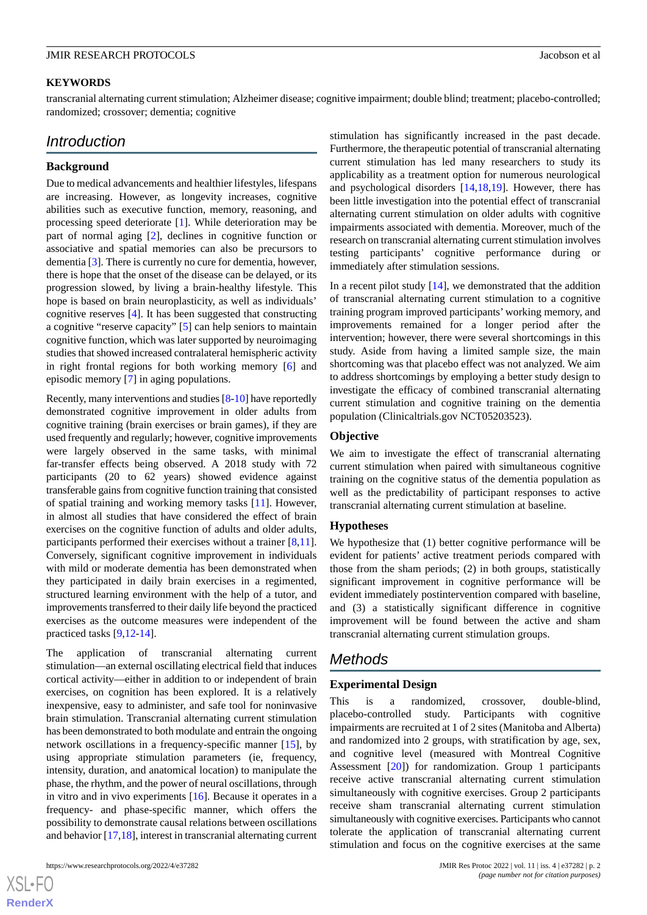**KEYWORDS**

transcranial alternating current stimulation; Alzheimer disease; cognitive impairment; double blind; treatment; placebo-controlled; randomized; crossover; dementia; cognitive

## Introduction

### Background

Due to medical advancements and healthier lifestyles, lifespans are increasing. However, as longevity increases, cognitive abilities such as executive function, memory, reasoning, and processing speed deteriorate [1]. While deterioration may be part of normal aging [2], declines in cognitive function or associative and spatial memories can also be precursors to dementia [3]. There is currently no cure for dementia, however, there is hope that the onset of the disease can be delayed, or its progression slowed, by living a brain-healthy lifestyle. This hope is based on brain neuroplasticity, as well as individuals' cognitive reserves [4]. It has been suggested that constructing a cognitive "reserve capacity" [5] can help seniors to maintain cognitive function, which was later supported by neuroimaging studies that showed increased contralateral hemispheric activity in right frontal regions for both working memory [6] and episodic memory [7] in aging populations.

Recently, many interventions and studies [8-10] have reportedly demonstrated cognitive improvement in older adults from cognitive training (brain exercises or brain games), if they are used frequently and regularly; however, cognitive improvements were largely observed in the same tasks, with minimal far-transfer effects being observed. A 2018 study with 72 participants (20 to 62 years) showed evidence against transferable gains from cognitive function training that consisted of spatial training and working memory tasks [11]. However, in almost all studies that have considered the effect of brain exercises on the cognitive function of adults and older adults, participants performed their exercises without a trainer [8,11]. Conversely, significant cognitive improvement in individuals with mild or moderate dementia has been demonstrated when they participated in daily brain exercises in a regimented, structured learning environment with the help of a tutor, and improvements transferred to their daily life beyond the practiced exercises as the outcome measures were independent of the practiced tasks [9,12-14].

The application of transcranial alternating current stimulation—an external oscillating electrical field that induces cortical activity—either in addition to or independent of brain exercises, on cognition has been explored. It is a relatively inexpensive, easy to administer, and safe tool for noninvasive brain stimulation. Transcranial alternating current stimulation has been demonstrated to both modulate and entrain the ongoing network oscillations in a frequency-specific manner [15], by using appropriate stimulation parameters (ie, frequency, intensity, duration, and anatomical location) to manipulate the phase, the rhythm, and the power of neural oscillations, through in vitro and in vivo experiments [16]. Because it operates in a frequency- and phase-specific manner, which offers the possibility to demonstrate causal relations between oscillations and behavior [17,18], interest in transcranial alternating current stimulation has significantly increased in the past decade. Furthermore, the therapeutic potential of transcranial alternating current stimulation has led many researchers to study its applicability as a treatment option for numerous neurological and psychological disorders [14,18,19]. However, there has been little investigation into the potential effect of transcranial alternating current stimulation on older adults with cognitive impairments associated with dementia. Moreover, much of the research on transcranial alternating current stimulation involves testing participants' cognitive performance during or immediately after stimulation sessions.

In a recent pilot study [14], we demonstrated that the addition of transcranial alternating current stimulation to a cognitive training program improved participants' working memory, and improvements remained for a longer period after the intervention; however, there were several shortcomings in this study. Aside from having a limited sample size, the main shortcoming was that placebo effect was not analyzed. We aim to address shortcomings by employing a better study design to investigate the efficacy of combined transcranial alternating current stimulation and cognitive training on the dementia population (Clinicaltrials.gov NCT05203523).

### Objective

We aim to investigate the effect of transcranial alternating current stimulation when paired with simultaneous cognitive training on the cognitive status of the dementia population as well as the predictability of participant responses to active transcranial alternating current stimulation at baseline.

### Hypotheses

We hypothesize that (1) better cognitive performance will be evident for patients' active treatment periods compared with those from the sham periods; (2) in both groups, statistically significant improvement in cognitive performance will be evident immediately postintervention compared with baseline, and (3) a statistically significant difference in cognitive improvement will be found between the active and sham transcranial alternating current stimulation groups.

## Methods

### Experimental Design

This is a randomized, crossover, double-blind, placebo-controlled study. Participants with cognitive impairments are recruited at 1 of 2 sites (Manitoba and Alberta) and randomized into 2 groups, with stratification by age, sex, and cognitive level (measured with Montreal Cognitive Assessment [20]) for randomization. Group 1 participants receive active transcranial alternating current stimulation simultaneously with cognitive exercises. Group 2 participants receive sham transcranial alternating current stimulation simultaneously with cognitive exercises. Participants who cannot tolerate the application of transcranial alternating current stimulation and focus on the cognitive exercises at the same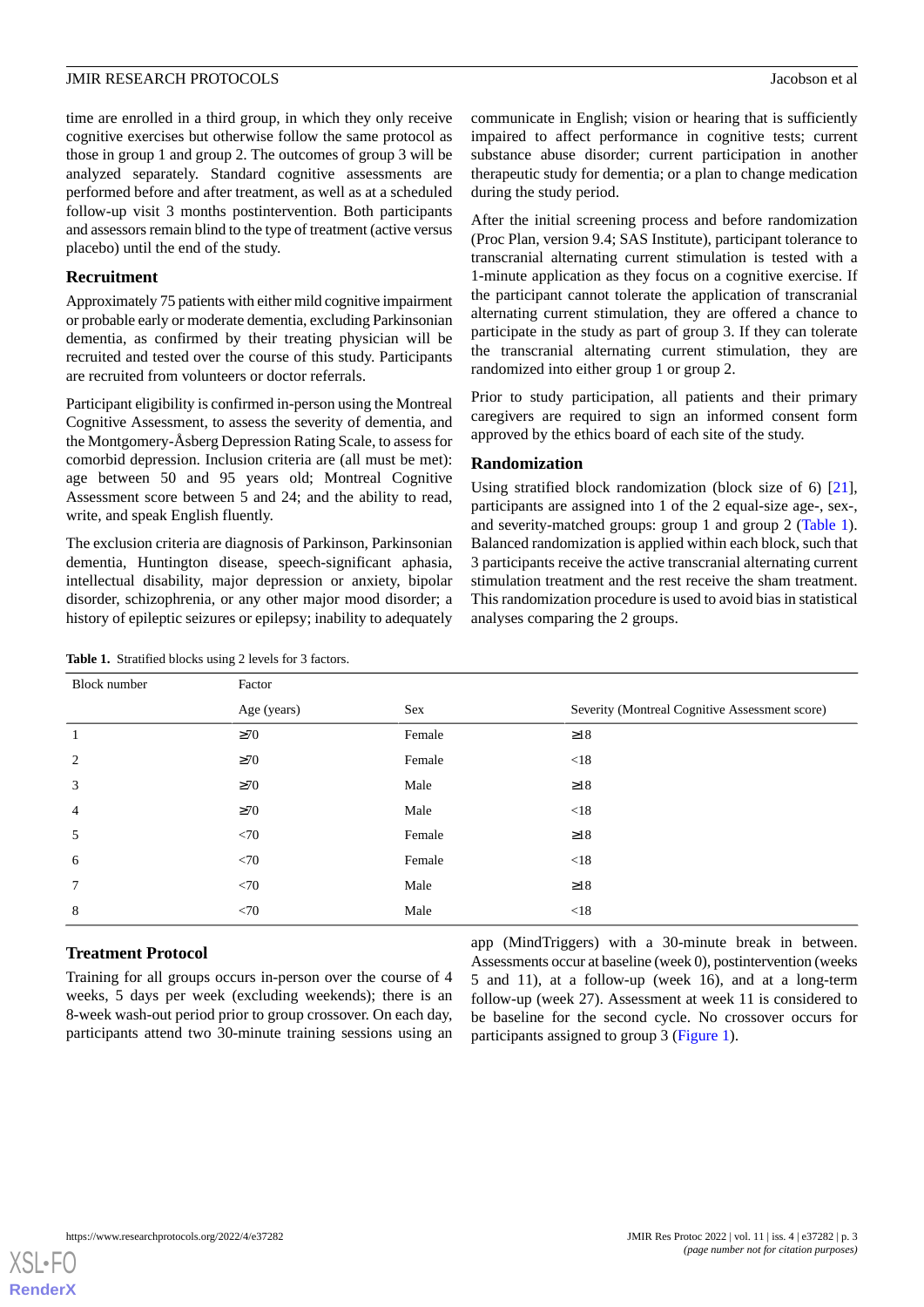time are enrolled in a third group, in which they only receive cognitive exercises but otherwise follow the same protocol as those in group 1 and group 2. The outcomes of group 3 will be analyzed separately. Standard cognitive assessments are performed before and after treatment, as well as at a scheduled follow-up visit 3 months postintervention. Both participants and assessors remain blind to the type of treatment (active versus placebo) until the end of the study.

## Recruitment

Approximately 75 patients with either mild cognitive impairment or probable early or moderate dementia, excluding Parkinsonian dementia, as confirmed by their treating physician will be recruited and tested over the course of this study. Participants are recruited from volunteers or doctor referrals.

Participant eligibility is confirmed in-person using the Montreal Cognitive Assessment, to assess the severity of dementia, and the Montgomery-Åsberg Depression Rating Scale, to assess for comorbid depression. Inclusion criteria are (all must be met): age between 50 and 95 years old; Montreal Cognitive Assessment score between 5 and 24; and the ability to read, write, and speak English fluently.

The exclusion criteria are diagnosis of Parkinson, Parkinsonian dementia, Huntington disease, speech-significant aphasia, intellectual disability, major depression or anxiety, bipolar disorder, schizophrenia, or any other major mood disorder; a history of epileptic seizures or epilepsy; inability to adequately communicate in English; vision or hearing that is sufficiently impaired to affect performance in cognitive tests; current substance abuse disorder; current participation in another therapeutic study for dementia; or a plan to change medication during the study period.

After the initial screening process and before randomization (Proc Plan, version 9.4; SAS Institute), participant tolerance to transcranial alternating current stimulation is tested with a 1-minute application as they focus on a cognitive exercise. If the participant cannot tolerate the application of transcranial alternating current stimulation, they are offered a chance to participate in the study as part of group 3. If they can tolerate the transcranial alternating current stimulation, they are randomized into either group 1 or group 2.

Prior to study participation, all patients and their primary caregivers are required to sign an informed consent form approved by the ethics board of each site of the study.

## Randomization

Using stratified block randomization (block size of 6) [21], participants are assigned into 1 of the 2 equal-size age-, sex-, and severity-matched groups: group 1 and group 2 (Table 1). Balanced randomization is applied within each block, such that 3 participants receive the active transcranial alternating current stimulation treatment and the rest receive the sham treatment. This randomization procedure is used to avoid bias in statistical analyses comparing the 2 groups.

**Table 1.** Stratified blocks using 2 levels for 3 factors.

| Block number | Factor | | |
|---|---|---|---|
| | Age (years) | Sex | Severity (Montreal Cognitive Assessment score) |
| 1 | ≥70 | Female | ≥18 |
| 2 | ≥70 | Female | <18 |
| 3 | ≥70 | Male | ≥18 |
| 4 | ≥70 | Male | <18 |
| 5 | <70 | Female | ≥18 |
| 6 | <70 | Female | <18 |
| 7 | <70 | Male | ≥18 |
| 8 | <70 | Male | <18 |

## Treatment Protocol

Training for all groups occurs in-person over the course of 4 weeks, 5 days per week (excluding weekends); there is an 8-week wash-out period prior to group crossover. On each day, participants attend two 30-minute training sessions using an app (MindTriggers) with a 30-minute break in between. Assessments occur at baseline (week 0), postintervention (weeks 5 and 11), at a follow-up (week 16), and at a long-term follow-up (week 27). Assessment at week 11 is considered to be baseline for the second cycle. No crossover occurs for participants assigned to group 3 (Figure 1).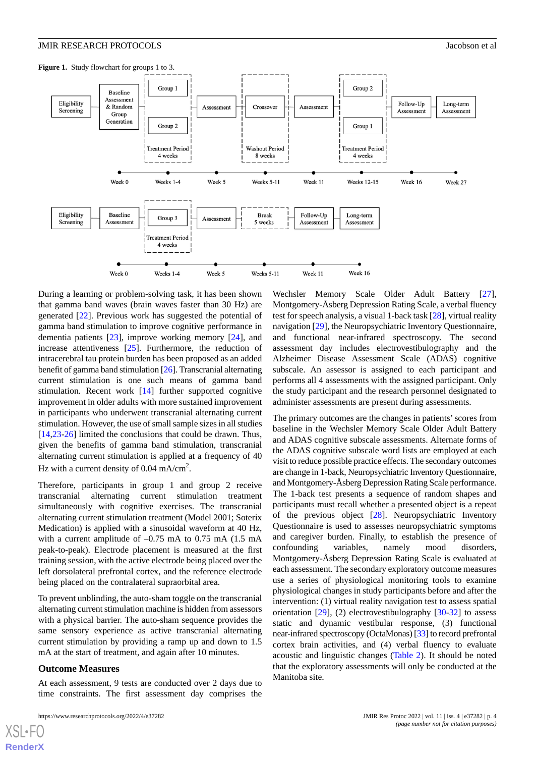**Figure 1.** Study flowchart for groups 1 to 3.

During a learning or problem-solving task, it has been shown that gamma band waves (brain waves faster than 30 Hz) are generated [22]. Previous work has suggested the potential of gamma band stimulation to improve cognitive performance in dementia patients [23], improve working memory [24], and increase attentiveness [25]. Furthermore, the reduction of intracerebral tau protein burden has been proposed as an added benefit of gamma band stimulation [26]. Transcranial alternating current stimulation is one such means of gamma band stimulation. Recent work [14] further supported cognitive improvement in older adults with more sustained improvement in participants who underwent transcranial alternating current stimulation. However, the use of small sample sizes in all studies [14,23-26] limited the conclusions that could be drawn. Thus, given the benefits of gamma band stimulation, transcranial alternating current stimulation is applied at a frequency of 40 Hz with a current density of 0.04 mA/cm$^2$.

Therefore, participants in group 1 and group 2 receive transcranial alternating current stimulation treatment simultaneously with cognitive exercises. The transcranial alternating current stimulation treatment (Model 2001; Soterix Medication) is applied with a sinusoidal waveform at 40 Hz, with a current amplitude of –0.75 mA to 0.75 mA (1.5 mA peak-to-peak). Electrode placement is measured at the first training session, with the active electrode being placed over the left dorsolateral prefrontal cortex, and the reference electrode being placed on the contralateral supraorbital area.

To prevent unblinding, the auto-sham toggle on the transcranial alternating current stimulation machine is hidden from assessors with a physical barrier. The auto-sham sequence provides the same sensory experience as active transcranial alternating current stimulation by providing a ramp up and down to 1.5 mA at the start of treatment, and again after 10 minutes.

## Outcome Measures

At each assessment, 9 tests are conducted over 2 days due to time constraints. The first assessment day comprises the Wechsler Memory Scale Older Adult Battery [27], Montgomery-Åsberg Depression Rating Scale, a verbal fluency test for speech analysis, a visual 1-back task [28], virtual reality navigation [29], the Neuropsychiatric Inventory Questionnaire, and functional near-infrared spectroscopy. The second assessment day includes electrovestibulography and the Alzheimer Disease Assessment Scale (ADAS) cognitive subscale. An assessor is assigned to each participant and performs all 4 assessments with the assigned participant. Only the study participant and the research personnel designated to administer assessments are present during assessments.

The primary outcomes are the changes in patients' scores from baseline in the Wechsler Memory Scale Older Adult Battery and ADAS cognitive subscale assessments. Alternate forms of the ADAS cognitive subscale word lists are employed at each visit to reduce possible practice effects. The secondary outcomes are change in 1-back, Neuropsychiatric Inventory Questionnaire, and Montgomery-Åsberg Depression Rating Scale performance. The 1-back test presents a sequence of random shapes and participants must recall whether a presented object is a repeat of the previous object [28]. Neuropsychiatric Inventory Questionnaire is used to assesses neuropsychiatric symptoms and caregiver burden. Finally, to establish the presence of confounding variables, namely mood disorders, Montgomery-Åsberg Depression Rating Scale is evaluated at each assessment. The secondary exploratory outcome measures use a series of physiological monitoring tools to examine physiological changes in study participants before and after the intervention: (1) virtual reality navigation test to assess spatial orientation [29], (2) electrovestibulography [30-32] to assess static and dynamic vestibular response, (3) functional near-infrared spectroscopy (OctaMonas) [33] to record prefrontal cortex brain activities, and (4) verbal fluency to evaluate acoustic and linguistic changes (Table 2). It should be noted that the exploratory assessments will only be conducted at the Manitoba site.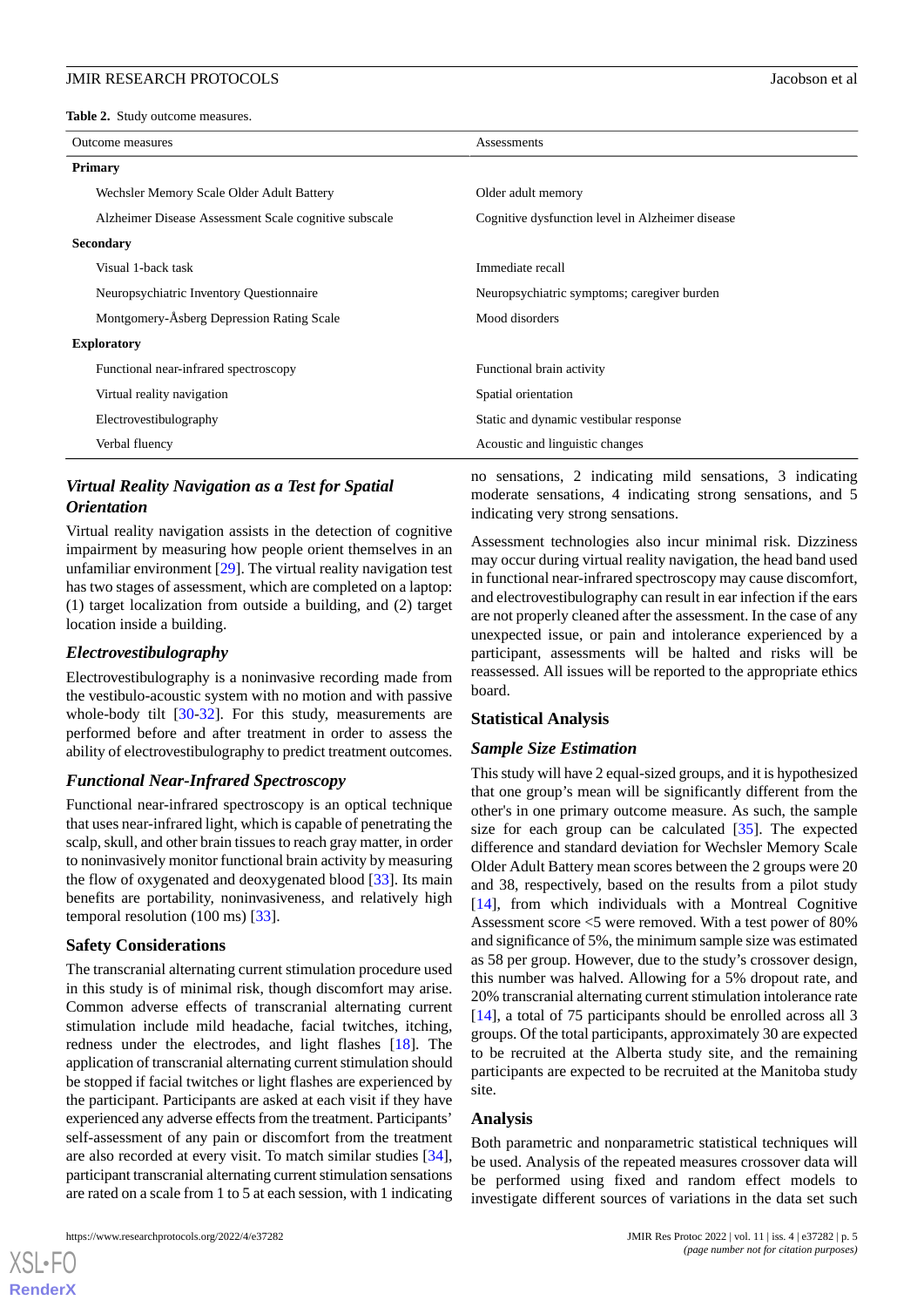**Table 2.** Study outcome measures.

| Outcome measures | Assessments |
|---|---|
| **Primary** | |
| Wechsler Memory Scale Older Adult Battery | Older adult memory |
| Alzheimer Disease Assessment Scale cognitive subscale | Cognitive dysfunction level in Alzheimer disease |
| **Secondary** | |
| Visual 1-back task | Immediate recall |
| Neuropsychiatric Inventory Questionnaire | Neuropsychiatric symptoms; caregiver burden |
| Montgomery-Åsberg Depression Rating Scale | Mood disorders |
| **Exploratory** | |
| Functional near-infrared spectroscopy | Functional brain activity |
| Virtual reality navigation | Spatial orientation |
| Electrovestibulography | Static and dynamic vestibular response |
| Verbal fluency | Acoustic and linguistic changes |

### *Virtual Reality Navigation as a Test for Spatial Orientation*

Virtual reality navigation assists in the detection of cognitive impairment by measuring how people orient themselves in an unfamiliar environment [29]. The virtual reality navigation test has two stages of assessment, which are completed on a laptop: (1) target localization from outside a building, and (2) target location inside a building.

### *Electrovestibulography*

Electrovestibulography is a noninvasive recording made from the vestibulo-acoustic system with no motion and with passive whole-body tilt [30-32]. For this study, measurements are performed before and after treatment in order to assess the ability of electrovestibulography to predict treatment outcomes.

### *Functional Near-Infrared Spectroscopy*

Functional near-infrared spectroscopy is an optical technique that uses near-infrared light, which is capable of penetrating the scalp, skull, and other brain tissues to reach gray matter, in order to noninvasively monitor functional brain activity by measuring the flow of oxygenated and deoxygenated blood [33]. Its main benefits are portability, noninvasiveness, and relatively high temporal resolution (100 ms) [33].

### Safety Considerations

The transcranial alternating current stimulation procedure used in this study is of minimal risk, though discomfort may arise. Common adverse effects of transcranial alternating current stimulation include mild headache, facial twitches, itching, redness under the electrodes, and light flashes [18]. The application of transcranial alternating current stimulation should be stopped if facial twitches or light flashes are experienced by the participant. Participants are asked at each visit if they have experienced any adverse effects from the treatment. Participants' self-assessment of any pain or discomfort from the treatment are also recorded at every visit. To match similar studies [34], participant transcranial alternating current stimulation sensations are rated on a scale from 1 to 5 at each session, with 1 indicating no sensations, 2 indicating mild sensations, 3 indicating moderate sensations, 4 indicating strong sensations, and 5 indicating very strong sensations.

Assessment technologies also incur minimal risk. Dizziness may occur during virtual reality navigation, the head band used in functional near-infrared spectroscopy may cause discomfort, and electrovestibulography can result in ear infection if the ears are not properly cleaned after the assessment. In the case of any unexpected issue, or pain and intolerance experienced by a participant, assessments will be halted and risks will be reassessed. All issues will be reported to the appropriate ethics board.

### Statistical Analysis

### *Sample Size Estimation*

This study will have 2 equal-sized groups, and it is hypothesized that one group's mean will be significantly different from the other's in one primary outcome measure. As such, the sample size for each group can be calculated [35]. The expected difference and standard deviation for Wechsler Memory Scale Older Adult Battery mean scores between the 2 groups were 20 and 38, respectively, based on the results from a pilot study [14], from which individuals with a Montreal Cognitive Assessment score <5 were removed. With a test power of 80% and significance of 5%, the minimum sample size was estimated as 58 per group. However, due to the study's crossover design, this number was halved. Allowing for a 5% dropout rate, and 20% transcranial alternating current stimulation intolerance rate [14], a total of 75 participants should be enrolled across all 3 groups. Of the total participants, approximately 30 are expected to be recruited at the Alberta study site, and the remaining participants are expected to be recruited at the Manitoba study site.

### Analysis

Both parametric and nonparametric statistical techniques will be used. Analysis of the repeated measures crossover data will be performed using fixed and random effect models to investigate different sources of variations in the data set such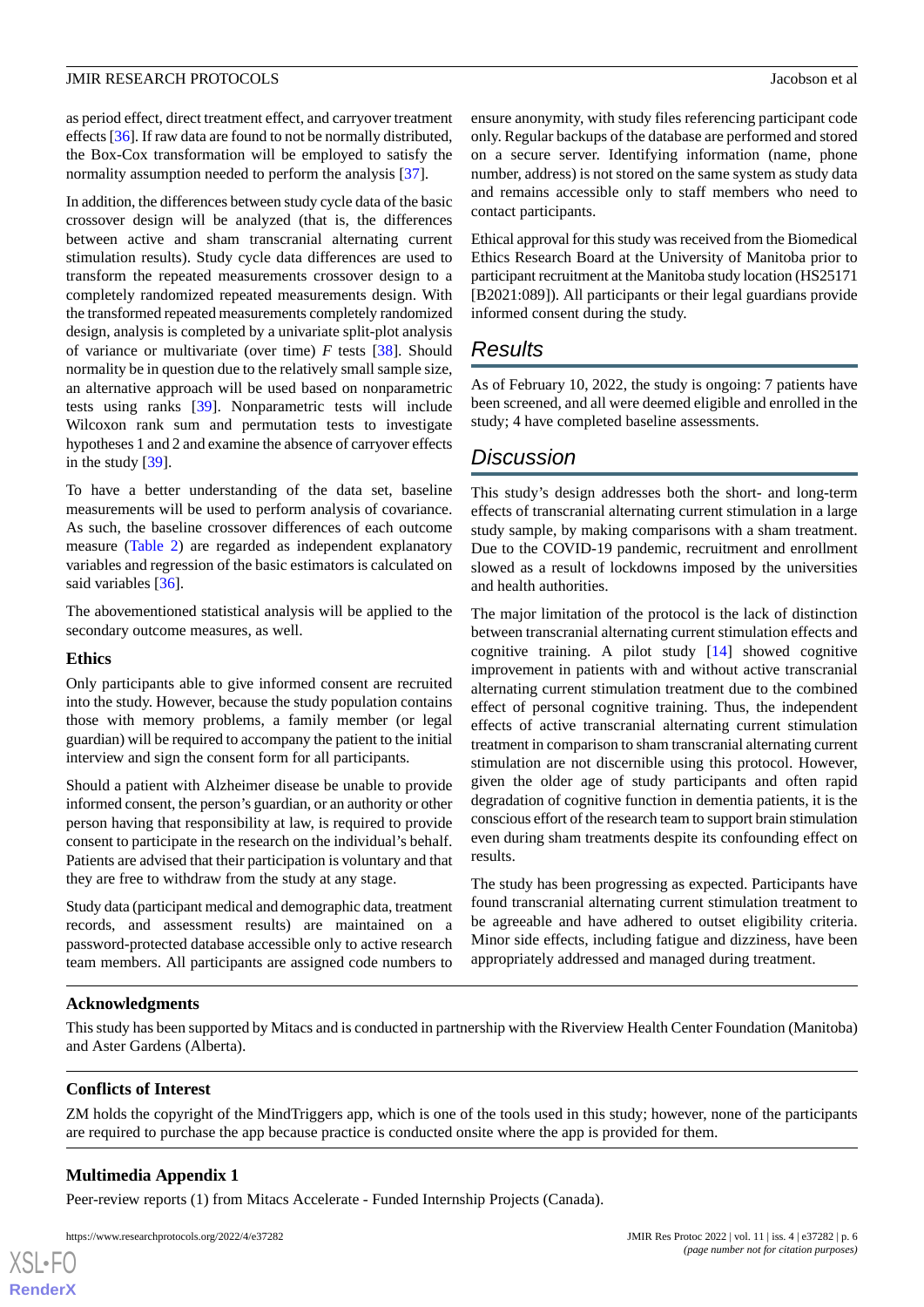as period effect, direct treatment effect, and carryover treatment effects [36]. If raw data are found to not be normally distributed, the Box-Cox transformation will be employed to satisfy the normality assumption needed to perform the analysis [37].

In addition, the differences between study cycle data of the basic crossover design will be analyzed (that is, the differences between active and sham transcranial alternating current stimulation results). Study cycle data differences are used to transform the repeated measurements crossover design to a completely randomized repeated measurements design. With the transformed repeated measurements completely randomized design, analysis is completed by a univariate split-plot analysis of variance or multivariate (over time) *F* tests [38]. Should normality be in question due to the relatively small sample size, an alternative approach will be used based on nonparametric tests using ranks [39]. Nonparametric tests will include Wilcoxon rank sum and permutation tests to investigate hypotheses 1 and 2 and examine the absence of carryover effects in the study [39].

To have a better understanding of the data set, baseline measurements will be used to perform analysis of covariance. As such, the baseline crossover differences of each outcome measure (Table 2) are regarded as independent explanatory variables and regression of the basic estimators is calculated on said variables [36].

The abovementioned statistical analysis will be applied to the secondary outcome measures, as well.

### Ethics

Only participants able to give informed consent are recruited into the study. However, because the study population contains those with memory problems, a family member (or legal guardian) will be required to accompany the patient to the initial interview and sign the consent form for all participants.

Should a patient with Alzheimer disease be unable to provide informed consent, the person's guardian, or an authority or other person having that responsibility at law, is required to provide consent to participate in the research on the individual's behalf. Patients are advised that their participation is voluntary and that they are free to withdraw from the study at any stage.

Study data (participant medical and demographic data, treatment records, and assessment results) are maintained on a password-protected database accessible only to active research team members. All participants are assigned code numbers to ensure anonymity, with study files referencing participant code only. Regular backups of the database are performed and stored on a secure server. Identifying information (name, phone number, address) is not stored on the same system as study data and remains accessible only to staff members who need to contact participants.

Ethical approval for this study was received from the Biomedical Ethics Research Board at the University of Manitoba prior to participant recruitment at the Manitoba study location (HS25171 [B2021:089]). All participants or their legal guardians provide informed consent during the study.

## Results

As of February 10, 2022, the study is ongoing: 7 patients have been screened, and all were deemed eligible and enrolled in the study; 4 have completed baseline assessments.

## Discussion

This study's design addresses both the short- and long-term effects of transcranial alternating current stimulation in a large study sample, by making comparisons with a sham treatment. Due to the COVID-19 pandemic, recruitment and enrollment slowed as a result of lockdowns imposed by the universities and health authorities.

The major limitation of the protocol is the lack of distinction between transcranial alternating current stimulation effects and cognitive training. A pilot study [14] showed cognitive improvement in patients with and without active transcranial alternating current stimulation treatment due to the combined effect of personal cognitive training. Thus, the independent effects of active transcranial alternating current stimulation treatment in comparison to sham transcranial alternating current stimulation are not discernible using this protocol. However, given the older age of study participants and often rapid degradation of cognitive function in dementia patients, it is the conscious effort of the research team to support brain stimulation even during sham treatments despite its confounding effect on results.

The study has been progressing as expected. Participants have found transcranial alternating current stimulation treatment to be agreeable and have adhered to outset eligibility criteria. Minor side effects, including fatigue and dizziness, have been appropriately addressed and managed during treatment.

### Acknowledgments

This study has been supported by Mitacs and is conducted in partnership with the Riverview Health Center Foundation (Manitoba) and Aster Gardens (Alberta).

### Conflicts of Interest

ZM holds the copyright of the MindTriggers app, which is one of the tools used in this study; however, none of the participants are required to purchase the app because practice is conducted onsite where the app is provided for them.

### Multimedia Appendix 1

Peer-review reports (1) from Mitacs Accelerate - Funded Internship Projects (Canada).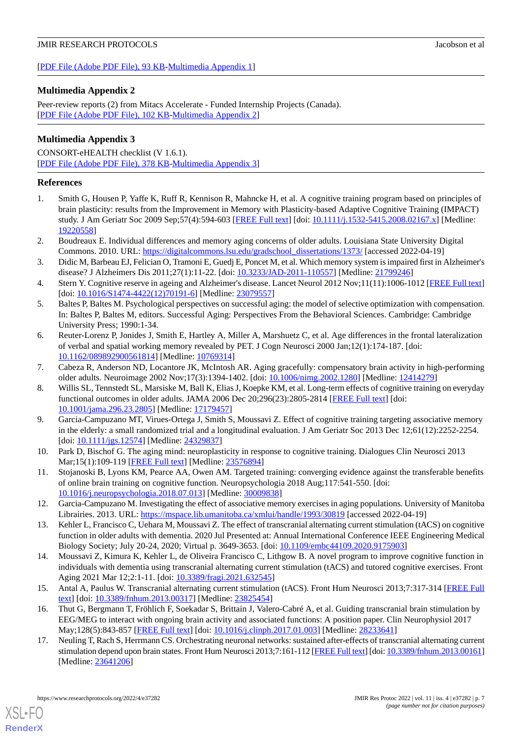[PDF File (Adobe PDF File), 93 KB-Multimedia Appendix 1]

## Multimedia Appendix 2

Peer-review reports (2) from Mitacs Accelerate - Funded Internship Projects (Canada).
[PDF File (Adobe PDF File), 102 KB-Multimedia Appendix 2]

## Multimedia Appendix 3

CONSORT-eHEALTH checklist (V 1.6.1).
[PDF File (Adobe PDF File), 378 KB-Multimedia Appendix 3]

## References

1. Smith G, Housen P, Yaffe K, Ruff R, Kennison R, Mahncke H, et al. A cognitive training program based on principles of brain plasticity: results from the Improvement in Memory with Plasticity-based Adaptive Cognitive Training (IMPACT) study. J Am Geriatr Soc 2009 Sep;57(4):594-603 [FREE Full text] [doi: 10.1111/j.1532-5415.2008.02167.x] [Medline: 19220558]
2. Boudreaux E. Individual differences and memory aging concerns of older adults. Louisiana State University Digital Commons. 2010. URL: https://digitalcommons.lsu.edu/gradschool_dissertations/1373/ [accessed 2022-04-19]
3. Didic M, Barbeau EJ, Felician O, Tramoni E, Guedj E, Poncet M, et al. Which memory system is impaired first in Alzheimer's disease? J Alzheimers Dis 2011;27(1):11-22. [doi: 10.3233/JAD-2011-110557] [Medline: 21799246]
4. Stern Y. Cognitive reserve in ageing and Alzheimer's disease. Lancet Neurol 2012 Nov;11(11):1006-1012 [FREE Full text] [doi: 10.1016/S1474-4422(12)70191-6] [Medline: 23079557]
5. Baltes P, Baltes M. Psychological perspectives on successful aging: the model of selective optimization with compensation. In: Baltes P, Baltes M, editors. Successful Aging: Perspectives From the Behavioral Sciences. Cambridge: Cambridge University Press; 1990:1-34.
6. Reuter-Lorenz P, Jonides J, Smith E, Hartley A, Miller A, Marshuetz C, et al. Age differences in the frontal lateralization of verbal and spatial working memory revealed by PET. J Cogn Neurosci 2000 Jan;12(1):174-187. [doi: 10.1162/089892900561814] [Medline: 10769314]
7. Cabeza R, Anderson ND, Locantore JK, McIntosh AR. Aging gracefully: compensatory brain activity in high-performing older adults. Neuroimage 2002 Nov;17(3):1394-1402. [doi: 10.1006/nimg.2002.1280] [Medline: 12414279]
8. Willis SL, Tennstedt SL, Marsiske M, Ball K, Elias J, Koepke KM, et al. Long-term effects of cognitive training on everyday functional outcomes in older adults. JAMA 2006 Dec 20;296(23):2805-2814 [FREE Full text] [doi: 10.1001/jama.296.23.2805] [Medline: 17179457]
9. Garcia-Campuzano MT, Virues-Ortega J, Smith S, Moussavi Z. Effect of cognitive training targeting associative memory in the elderly: a small randomized trial and a longitudinal evaluation. J Am Geriatr Soc 2013 Dec 12;61(12):2252-2254. [doi: 10.1111/jgs.12574] [Medline: 24329837]
10. Park D, Bischof G. The aging mind: neuroplasticity in response to cognitive training. Dialogues Clin Neurosci 2013 Mar;15(1):109-119 [FREE Full text] [Medline: 23576894]
11. Stojanoski B, Lyons KM, Pearce AA, Owen AM. Targeted training: converging evidence against the transferable benefits of online brain training on cognitive function. Neuropsychologia 2018 Aug;117:541-550. [doi: 10.1016/j.neuropsychologia.2018.07.013] [Medline: 30009838]
12. Garcia-Campuzano M. Investigating the effect of associative memory exercises in aging populations. University of Manitoba Librairies. 2013. URL: https://mspace.lib.umanitoba.ca/xmlui/handle/1993/30819 [accessed 2022-04-19]
13. Kehler L, Francisco C, Uehara M, Moussavi Z. The effect of transcranial alternating current stimulation (tACS) on cognitive function in older adults with dementia. 2020 Jul Presented at: Annual International Conference IEEE Engineering Medical Biology Society; July 20-24, 2020; Virtual p. 3649-3653. [doi: 10.1109/embc44109.2020.9175903]
14. Moussavi Z, Kimura K, Kehler L, de Oliveira Francisco C, Lithgow B. A novel program to improve cognitive function in individuals with dementia using transcranial alternating current stimulation (tACS) and tutored cognitive exercises. Front Aging 2021 Mar 12;2:1-11. [doi: 10.3389/fragi.2021.632545]
15. Antal A, Paulus W. Transcranial alternating current stimulation (tACS). Front Hum Neurosci 2013;7:317-314 [FREE Full text] [doi: 10.3389/fnhum.2013.00317] [Medline: 23825454]
16. Thut G, Bergmann T, Fröhlich F, Soekadar S, Brittain J, Valero-Cabré A, et al. Guiding transcranial brain stimulation by EEG/MEG to interact with ongoing brain activity and associated functions: A position paper. Clin Neurophysiol 2017 May;128(5):843-857 [FREE Full text] [doi: 10.1016/j.clinph.2017.01.003] [Medline: 28233641]
17. Neuling T, Rach S, Herrmann CS. Orchestrating neuronal networks: sustained after-effects of transcranial alternating current stimulation depend upon brain states. Front Hum Neurosci 2013;7:161-112 [FREE Full text] [doi: 10.3389/fnhum.2013.00161] [Medline: 23641206]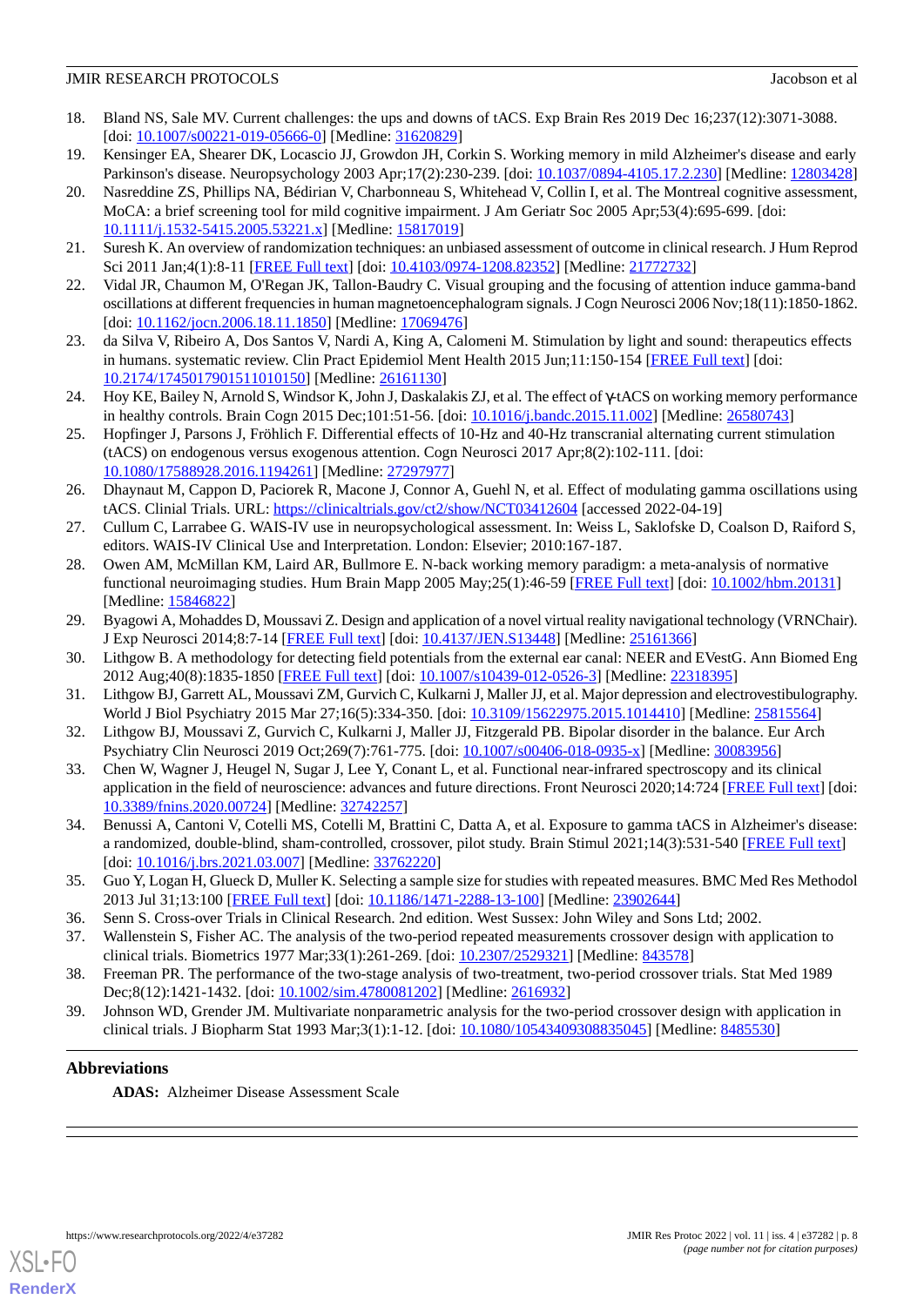18. Bland NS, Sale MV. Current challenges: the ups and downs of tACS. Exp Brain Res 2019 Dec 16;237(12):3071-3088. [doi: 10.1007/s00221-019-05666-0] [Medline: 31620829]
19. Kensinger EA, Shearer DK, Locascio JJ, Growdon JH, Corkin S. Working memory in mild Alzheimer's disease and early Parkinson's disease. Neuropsychology 2003 Apr;17(2):230-239. [doi: 10.1037/0894-4105.17.2.230] [Medline: 12803428]
20. Nasreddine ZS, Phillips NA, Bédirian V, Charbonneau S, Whitehead V, Collin I, et al. The Montreal cognitive assessment, MoCA: a brief screening tool for mild cognitive impairment. J Am Geriatr Soc 2005 Apr;53(4):695-699. [doi: 10.1111/j.1532-5415.2005.53221.x] [Medline: 15817019]
21. Suresh K. An overview of randomization techniques: an unbiased assessment of outcome in clinical research. J Hum Reprod Sci 2011 Jan;4(1):8-11 [FREE Full text] [doi: 10.4103/0974-1208.82352] [Medline: 21772732]
22. Vidal JR, Chaumon M, O'Regan JK, Tallon-Baudry C. Visual grouping and the focusing of attention induce gamma-band oscillations at different frequencies in human magnetoencephalogram signals. J Cogn Neurosci 2006 Nov;18(11):1850-1862. [doi: 10.1162/jocn.2006.18.11.1850] [Medline: 17069476]
23. da Silva V, Ribeiro A, Dos Santos V, Nardi A, King A, Calomeni M. Stimulation by light and sound: therapeutics effects in humans. systematic review. Clin Pract Epidemiol Ment Health 2015 Jun;11:150-154 [FREE Full text] [doi: 10.2174/1745017901511010150] [Medline: 26161130]
24. Hoy KE, Bailey N, Arnold S, Windsor K, John J, Daskalakis ZJ, et al. The effect of γ-tACS on working memory performance in healthy controls. Brain Cogn 2015 Dec;101:51-56. [doi: 10.1016/j.bandc.2015.11.002] [Medline: 26580743]
25. Hopfinger J, Parsons J, Fröhlich F. Differential effects of 10-Hz and 40-Hz transcranial alternating current stimulation (tACS) on endogenous versus exogenous attention. Cogn Neurosci 2017 Apr;8(2):102-111. [doi: 10.1080/17588928.2016.1194261] [Medline: 27297977]
26. Dhaynaut M, Cappon D, Paciorek R, Macone J, Connor A, Guehl N, et al. Effect of modulating gamma oscillations using tACS. Clinial Trials. URL: https://clinicaltrials.gov/ct2/show/NCT03412604 [accessed 2022-04-19]
27. Cullum C, Larrabee G. WAIS-IV use in neuropsychological assessment. In: Weiss L, Saklofske D, Coalson D, Raiford S, editors. WAIS-IV Clinical Use and Interpretation. London: Elsevier; 2010:167-187.
28. Owen AM, McMillan KM, Laird AR, Bullmore E. N-back working memory paradigm: a meta-analysis of normative functional neuroimaging studies. Hum Brain Mapp 2005 May;25(1):46-59 [FREE Full text] [doi: 10.1002/hbm.20131] [Medline: 15846822]
29. Byagowi A, Mohaddes D, Moussavi Z. Design and application of a novel virtual reality navigational technology (VRNChair). J Exp Neurosci 2014;8:7-14 [FREE Full text] [doi: 10.4137/JEN.S13448] [Medline: 25161366]
30. Lithgow B. A methodology for detecting field potentials from the external ear canal: NEER and EVestG. Ann Biomed Eng 2012 Aug;40(8):1835-1850 [FREE Full text] [doi: 10.1007/s10439-012-0526-3] [Medline: 22318395]
31. Lithgow BJ, Garrett AL, Moussavi ZM, Gurvich C, Kulkarni J, Maller JJ, et al. Major depression and electrovestibulography. World J Biol Psychiatry 2015 Mar 27;16(5):334-350. [doi: 10.3109/15622975.2015.1014410] [Medline: 25815564]
32. Lithgow BJ, Moussavi Z, Gurvich C, Kulkarni J, Maller JJ, Fitzgerald PB. Bipolar disorder in the balance. Eur Arch Psychiatry Clin Neurosci 2019 Oct;269(7):761-775. [doi: 10.1007/s00406-018-0935-x] [Medline: 30083956]
33. Chen W, Wagner J, Heugel N, Sugar J, Lee Y, Conant L, et al. Functional near-infrared spectroscopy and its clinical application in the field of neuroscience: advances and future directions. Front Neurosci 2020;14:724 [FREE Full text] [doi: 10.3389/fnins.2020.00724] [Medline: 32742257]
34. Benussi A, Cantoni V, Cotelli MS, Cotelli M, Brattini C, Datta A, et al. Exposure to gamma tACS in Alzheimer's disease: a randomized, double-blind, sham-controlled, crossover, pilot study. Brain Stimul 2021;14(3):531-540 [FREE Full text] [doi: 10.1016/j.brs.2021.03.007] [Medline: 33762220]
35. Guo Y, Logan H, Glueck D, Muller K. Selecting a sample size for studies with repeated measures. BMC Med Res Methodol 2013 Jul 31;13:100 [FREE Full text] [doi: 10.1186/1471-2288-13-100] [Medline: 23902644]
36. Senn S. Cross-over Trials in Clinical Research. 2nd edition. West Sussex: John Wiley and Sons Ltd; 2002.
37. Wallenstein S, Fisher AC. The analysis of the two-period repeated measurements crossover design with application to clinical trials. Biometrics 1977 Mar;33(1):261-269. [doi: 10.2307/2529321] [Medline: 843578]
38. Freeman PR. The performance of the two-stage analysis of two-treatment, two-period crossover trials. Stat Med 1989 Dec;8(12):1421-1432. [doi: 10.1002/sim.4780081202] [Medline: 2616932]
39. Johnson WD, Grender JM. Multivariate nonparametric analysis for the two-period crossover design with application in clinical trials. J Biopharm Stat 1993 Mar;3(1):1-12. [doi: 10.1080/10543409308835045] [Medline: 8485530]

## Abbreviations

**ADAS:** Alzheimer Disease Assessment Scale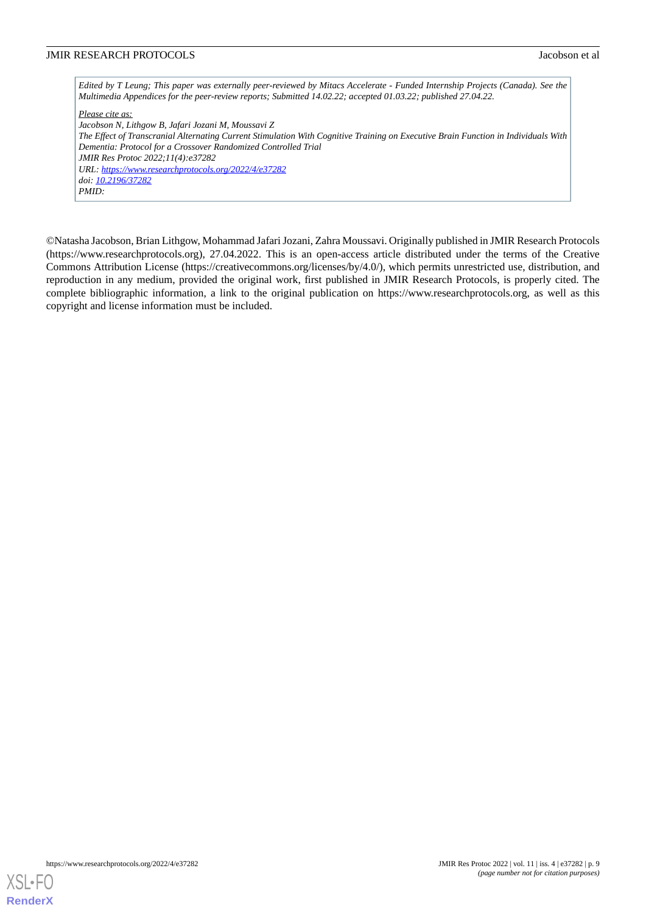*Edited by T Leung; This paper was externally peer-reviewed by Mitacs Accelerate - Funded Internship Projects (Canada). See the Multimedia Appendices for the peer-review reports; Submitted 14.02.22; accepted 01.03.22; published 27.04.22.*

*Please cite as:*
*Jacobson N, Lithgow B, Jafari Jozani M, Moussavi Z*
*The Effect of Transcranial Alternating Current Stimulation With Cognitive Training on Executive Brain Function in Individuals With Dementia: Protocol for a Crossover Randomized Controlled Trial*
*JMIR Res Protoc 2022;11(4):e37282*
*URL: https://www.researchprotocols.org/2022/4/e37282*
*doi: 10.2196/37282*
*PMID:*

©Natasha Jacobson, Brian Lithgow, Mohammad Jafari Jozani, Zahra Moussavi. Originally published in JMIR Research Protocols (https://www.researchprotocols.org), 27.04.2022. This is an open-access article distributed under the terms of the Creative Commons Attribution License (https://creativecommons.org/licenses/by/4.0/), which permits unrestricted use, distribution, and reproduction in any medium, provided the original work, first published in JMIR Research Protocols, is properly cited. The complete bibliographic information, a link to the original publication on https://www.researchprotocols.org, as well as this copyright and license information must be included.